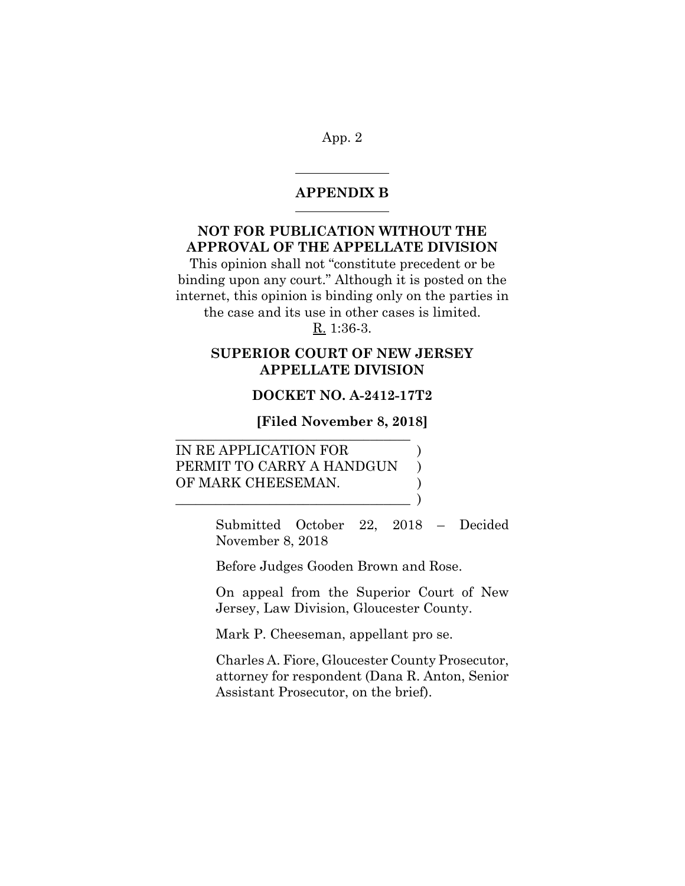## APPENDIX B

**NOT FOR PUBLICATION WITHOUT THE APPROVAL OF THE APPELLATE DIVISION**

This opinion shall not "constitute precedent or be binding upon any court." Although it is posted on the internet, this opinion is binding only on the parties in the case and its use in other cases is limited. R. 1:36-3.

**SUPERIOR COURT OF NEW JERSEY APPELLATE DIVISION**

**DOCKET NO. A-2412-17T2**

**[Filed November 8, 2018]**

IN RE APPLICATION FOR PERMIT TO CARRY A HANDGUN OF MARK CHEESEMAN.

Submitted October 22, 2018 – Decided November 8, 2018

Before Judges Gooden Brown and Rose.

On appeal from the Superior Court of New Jersey, Law Division, Gloucester County.

Mark P. Cheeseman, appellant pro se.

Charles A. Fiore, Gloucester County Prosecutor, attorney for respondent (Dana R. Anton, Senior Assistant Prosecutor, on the brief).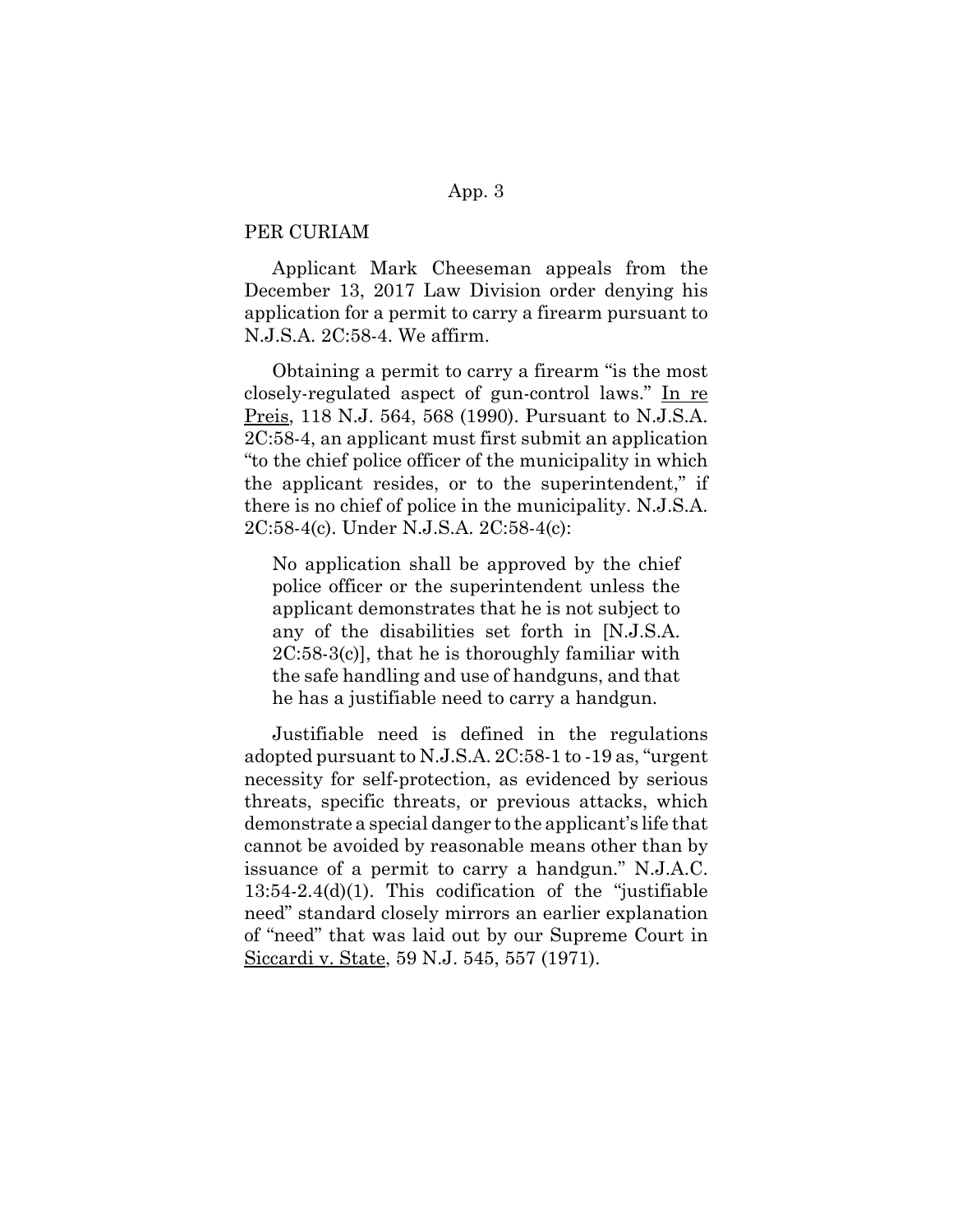PER CURIAM

Applicant Mark Cheeseman appeals from the December 13, 2017 Law Division order denying his application for a permit to carry a firearm pursuant to N.J.S.A. 2C:58-4. We affirm.

Obtaining a permit to carry a firearm "is the most closely-regulated aspect of gun-control laws." In re Preis, 118 N.J. 564, 568 (1990). Pursuant to N.J.S.A. 2C:58-4, an applicant must first submit an application "to the chief police officer of the municipality in which the applicant resides, or to the superintendent," if there is no chief of police in the municipality. N.J.S.A. 2C:58-4(c). Under N.J.S.A. 2C:58-4(c):

> No application shall be approved by the chief police officer or the superintendent unless the applicant demonstrates that he is not subject to any of the disabilities set forth in [N.J.S.A. 2C:58-3(c)], that he is thoroughly familiar with the safe handling and use of handguns, and that he has a justifiable need to carry a handgun.

Justifiable need is defined in the regulations adopted pursuant to N.J.S.A. 2C:58-1 to -19 as, "urgent necessity for self-protection, as evidenced by serious threats, specific threats, or previous attacks, which demonstrate a special danger to the applicant's life that cannot be avoided by reasonable means other than by issuance of a permit to carry a handgun." N.J.A.C. 13:54-2.4(d)(1). This codification of the "justifiable need" standard closely mirrors an earlier explanation of "need" that was laid out by our Supreme Court in Siccardi v. State, 59 N.J. 545, 557 (1971).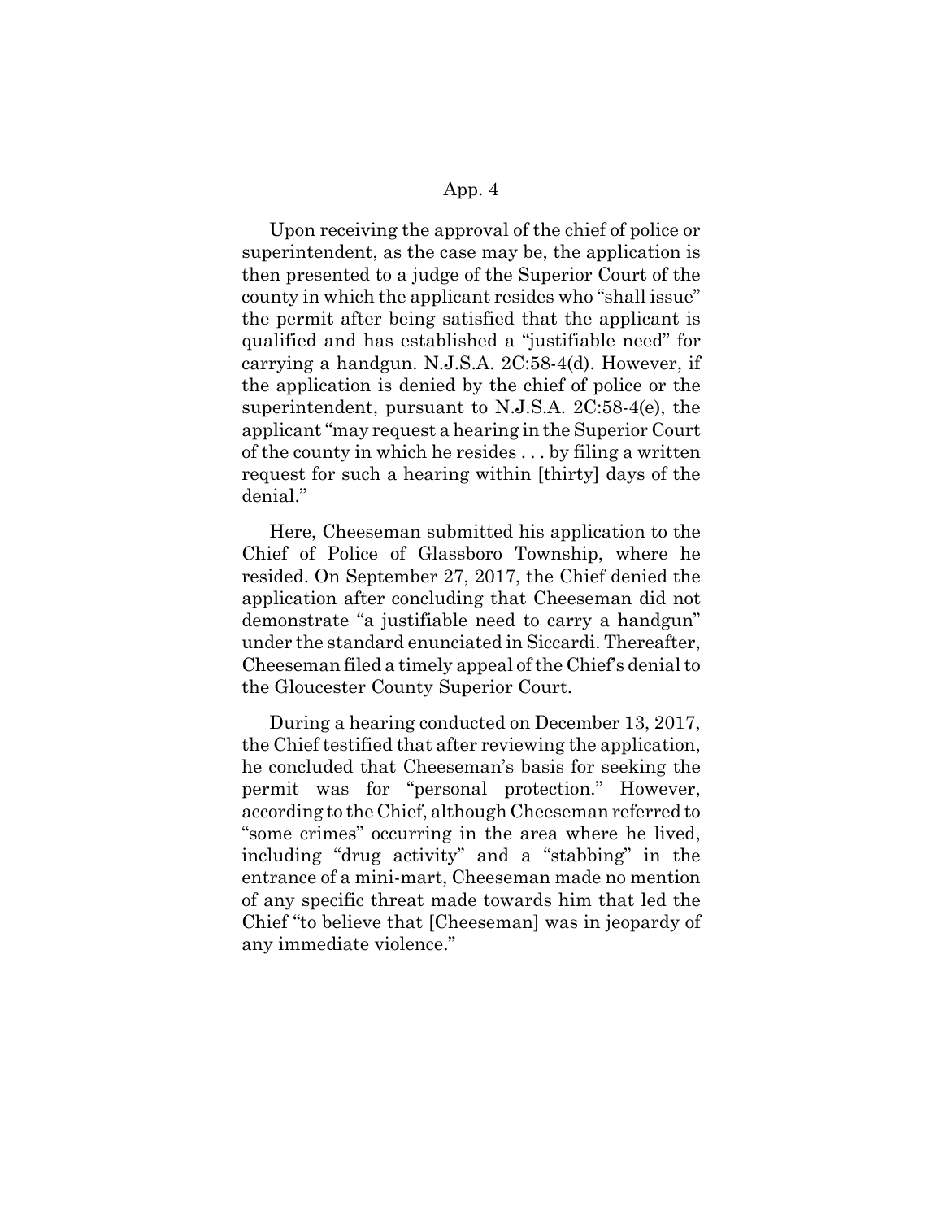Upon receiving the approval of the chief of police or superintendent, as the case may be, the application is then presented to a judge of the Superior Court of the county in which the applicant resides who "shall issue" the permit after being satisfied that the applicant is qualified and has established a "justifiable need" for carrying a handgun. N.J.S.A. 2C:58-4(d). However, if the application is denied by the chief of police or the superintendent, pursuant to N.J.S.A. 2C:58-4(e), the applicant "may request a hearing in the Superior Court of the county in which he resides . . . by filing a written request for such a hearing within [thirty] days of the denial."

Here, Cheeseman submitted his application to the Chief of Police of Glassboro Township, where he resided. On September 27, 2017, the Chief denied the application after concluding that Cheeseman did not demonstrate "a justifiable need to carry a handgun" under the standard enunciated in Siccardi. Thereafter, Cheeseman filed a timely appeal of the Chief's denial to the Gloucester County Superior Court.

During a hearing conducted on December 13, 2017, the Chief testified that after reviewing the application, he concluded that Cheeseman's basis for seeking the permit was for "personal protection." However, according to the Chief, although Cheeseman referred to "some crimes" occurring in the area where he lived, including "drug activity" and a "stabbing" in the entrance of a mini-mart, Cheeseman made no mention of any specific threat made towards him that led the Chief "to believe that [Cheeseman] was in jeopardy of any immediate violence."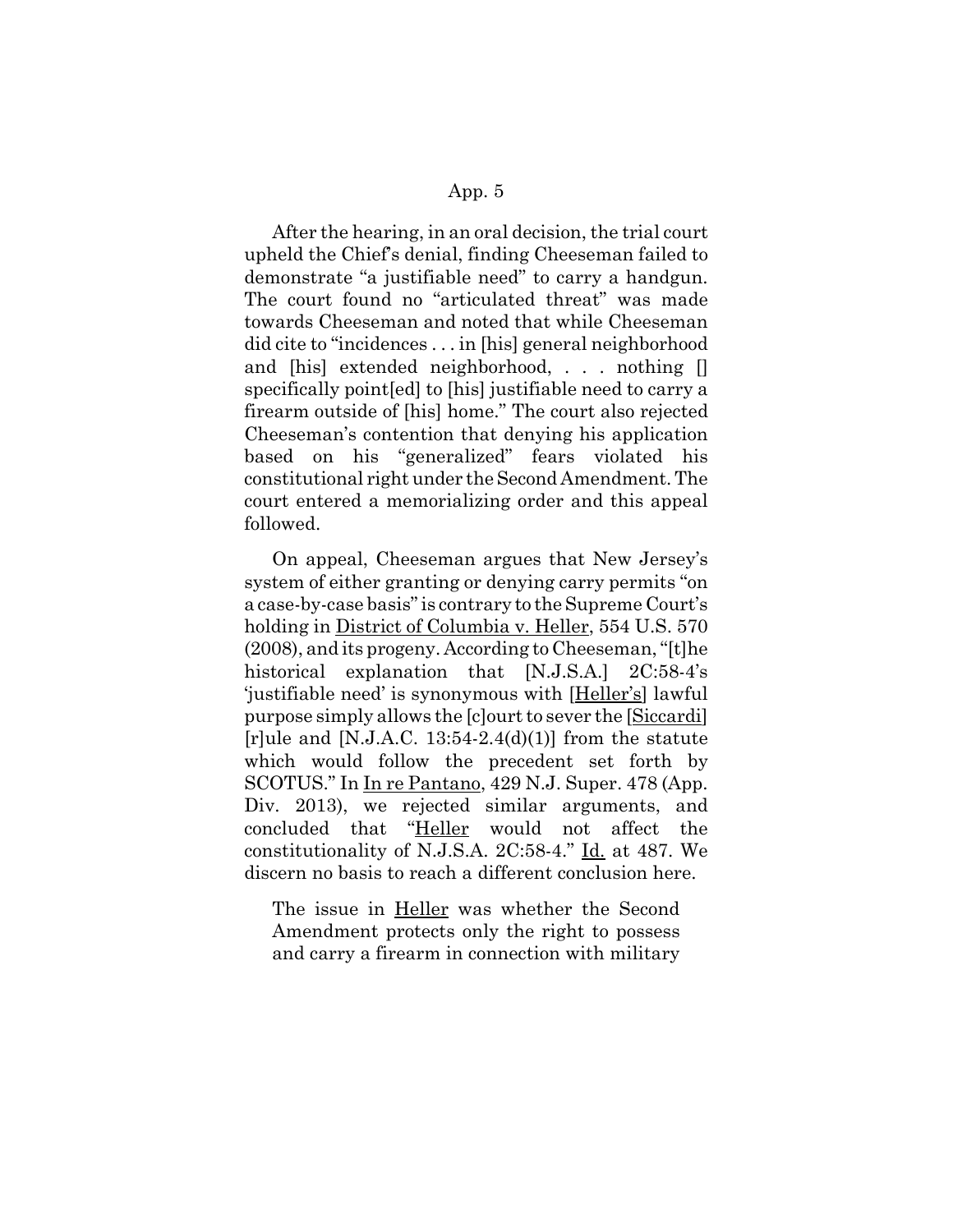After the hearing, in an oral decision, the trial court upheld the Chief's denial, finding Cheeseman failed to demonstrate "a justifiable need" to carry a handgun. The court found no "articulated threat" was made towards Cheeseman and noted that while Cheeseman did cite to "incidences . . . in [his] general neighborhood and [his] extended neighborhood, . . . nothing [] specifically point[ed] to [his] justifiable need to carry a firearm outside of [his] home." The court also rejected Cheeseman's contention that denying his application based on his "generalized" fears violated his constitutional right under the Second Amendment. The court entered a memorializing order and this appeal followed.

On appeal, Cheeseman argues that New Jersey's system of either granting or denying carry permits "on a case-by-case basis" is contrary to the Supreme Court's holding in District of Columbia v. Heller, 554 U.S. 570 (2008), and its progeny. According to Cheeseman, "[t]he historical explanation that [N.J.S.A.] 2C:58-4's 'justifiable need' is synonymous with [Heller's] lawful purpose simply allows the [c]ourt to sever the [Siccardi] [r]ule and [N.J.A.C. 13:54-2.4(d)(1)] from the statute which would follow the precedent set forth by SCOTUS." In In re Pantano, 429 N.J. Super. 478 (App. Div. 2013), we rejected similar arguments, and concluded that "Heller would not affect the constitutionality of N.J.S.A. 2C:58-4." Id. at 487. We discern no basis to reach a different conclusion here.

> The issue in Heller was whether the Second Amendment protects only the right to possess and carry a firearm in connection with military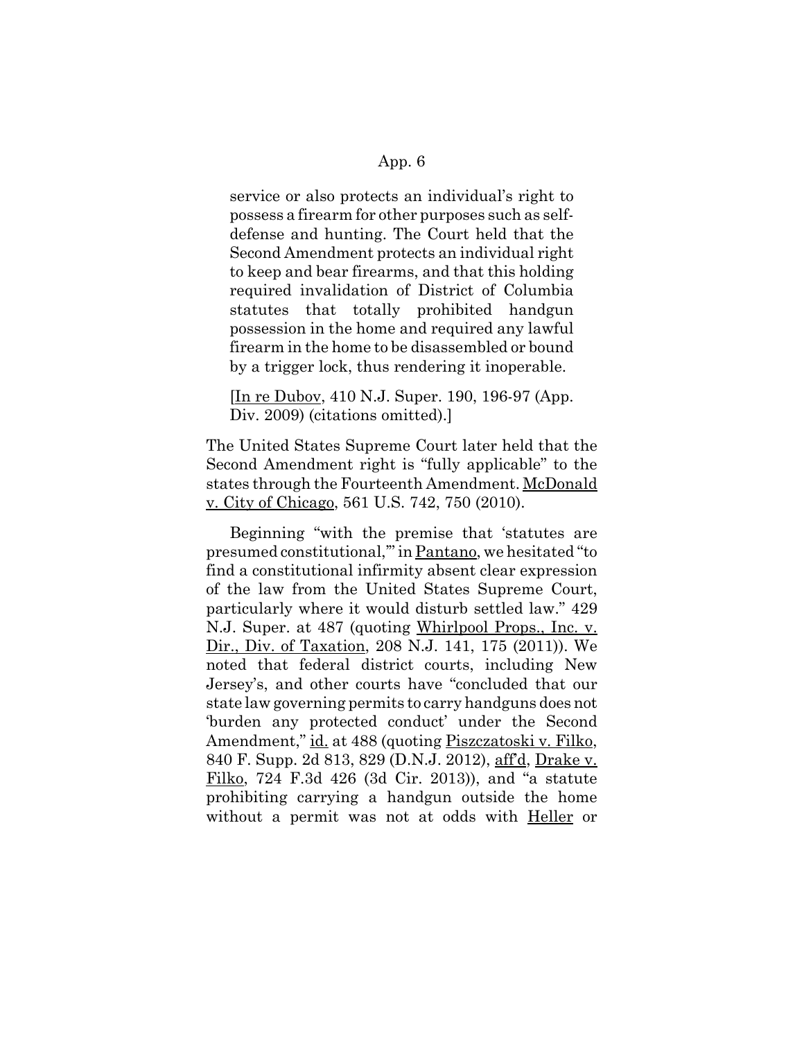service or also protects an individual's right to possess a firearm for other purposes such as self-defense and hunting. The Court held that the Second Amendment protects an individual right to keep and bear firearms, and that this holding required invalidation of District of Columbia statutes that totally prohibited handgun possession in the home and required any lawful firearm in the home to be disassembled or bound by a trigger lock, thus rendering it inoperable.

> [In re Dubov, 410 N.J. Super. 190, 196-97 (App. Div. 2009) (citations omitted).]

The United States Supreme Court later held that the Second Amendment right is "fully applicable" to the states through the Fourteenth Amendment. McDonald v. City of Chicago, 561 U.S. 742, 750 (2010).

Beginning "with the premise that 'statutes are presumed constitutional,'" in Pantano, we hesitated "to find a constitutional infirmity absent clear expression of the law from the United States Supreme Court, particularly where it would disturb settled law." 429 N.J. Super. at 487 (quoting Whirlpool Props., Inc. v. Dir., Div. of Taxation, 208 N.J. 141, 175 (2011)). We noted that federal district courts, including New Jersey's, and other courts have "concluded that our state law governing permits to carry handguns does not 'burden any protected conduct' under the Second Amendment," id. at 488 (quoting Piszczatoski v. Filko, 840 F. Supp. 2d 813, 829 (D.N.J. 2012), aff'd, Drake v. Filko, 724 F.3d 426 (3d Cir. 2013)), and "a statute prohibiting carrying a handgun outside the home without a permit was not at odds with Heller or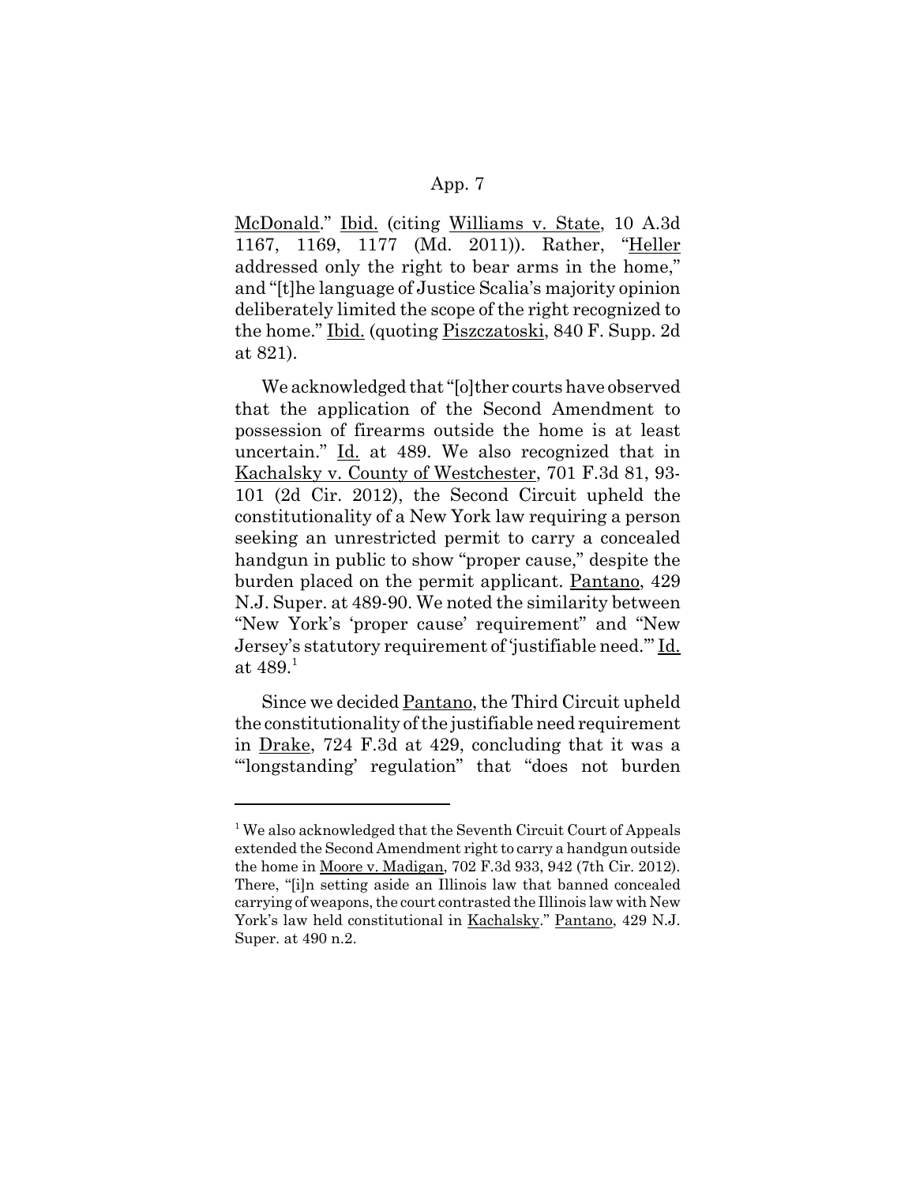McDonald." Ibid. (citing Williams v. State, 10 A.3d 1167, 1169, 1177 (Md. 2011)). Rather, "Heller addressed only the right to bear arms in the home," and "[t]he language of Justice Scalia's majority opinion deliberately limited the scope of the right recognized to the home." Ibid. (quoting Piszczatoski, 840 F. Supp. 2d at 821).

We acknowledged that "[o]ther courts have observed that the application of the Second Amendment to possession of firearms outside the home is at least uncertain." Id. at 489. We also recognized that in Kachalsky v. County of Westchester, 701 F.3d 81, 93-101 (2d Cir. 2012), the Second Circuit upheld the constitutionality of a New York law requiring a person seeking an unrestricted permit to carry a concealed handgun in public to show "proper cause," despite the burden placed on the permit applicant. Pantano, 429 N.J. Super. at 489-90. We noted the similarity between "New York's 'proper cause' requirement" and "New Jersey's statutory requirement of 'justifiable need.'" Id. at 489.[1]

Since we decided Pantano, the Third Circuit upheld the constitutionality of the justifiable need requirement in Drake, 724 F.3d at 429, concluding that it was a "'longstanding' regulation" that "does not burden

[1] We also acknowledged that the Seventh Circuit Court of Appeals extended the Second Amendment right to carry a handgun outside the home in Moore v. Madigan, 702 F.3d 933, 942 (7th Cir. 2012). There, "[i]n setting aside an Illinois law that banned concealed carrying of weapons, the court contrasted the Illinois law with New York's law held constitutional in Kachalsky." Pantano, 429 N.J. Super. at 490 n.2.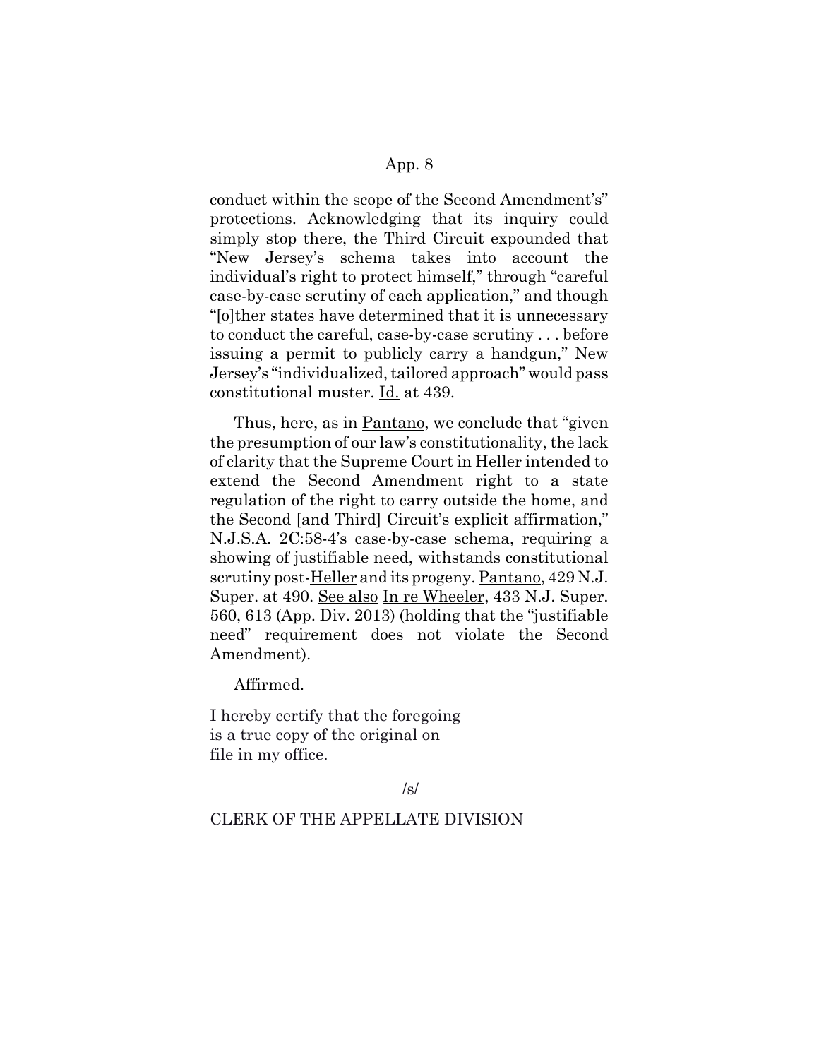conduct within the scope of the Second Amendment's" protections. Acknowledging that its inquiry could simply stop there, the Third Circuit expounded that "New Jersey's schema takes into account the individual's right to protect himself," through "careful case-by-case scrutiny of each application," and though "[o]ther states have determined that it is unnecessary to conduct the careful, case-by-case scrutiny . . . before issuing a permit to publicly carry a handgun," New Jersey's "individualized, tailored approach" would pass constitutional muster. Id. at 439.

Thus, here, as in Pantano, we conclude that "given the presumption of our law's constitutionality, the lack of clarity that the Supreme Court in Heller intended to extend the Second Amendment right to a state regulation of the right to carry outside the home, and the Second [and Third] Circuit's explicit affirmation," N.J.S.A. 2C:58-4's case-by-case schema, requiring a showing of justifiable need, withstands constitutional scrutiny post-Heller and its progeny. Pantano, 429 N.J. Super. at 490. See also In re Wheeler, 433 N.J. Super. 560, 613 (App. Div. 2013) (holding that the "justifiable need" requirement does not violate the Second Amendment).

Affirmed.

I hereby certify that the foregoing is a true copy of the original on file in my office.

/s/

CLERK OF THE APPELLATE DIVISION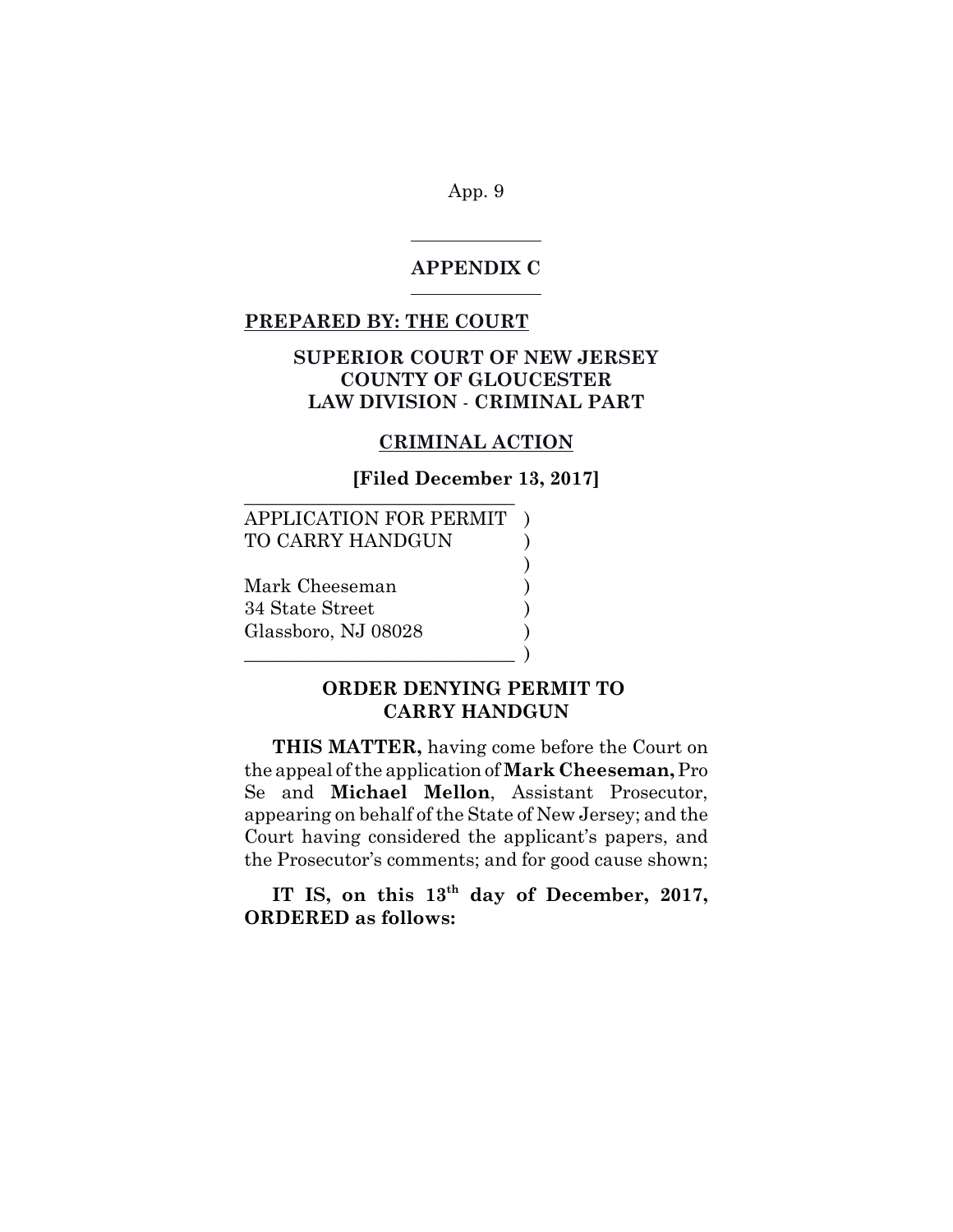## APPENDIX C

**PREPARED BY: THE COURT**

**SUPERIOR COURT OF NEW JERSEY**
**COUNTY OF GLOUCESTER**
**LAW DIVISION - CRIMINAL PART**

**CRIMINAL ACTION**

**[Filed December 13, 2017]**

APPLICATION FOR PERMIT TO CARRY HANDGUN

Mark Cheeseman
34 State Street
Glassboro, NJ 08028

**ORDER DENYING PERMIT TO CARRY HANDGUN**

**THIS MATTER,** having come before the Court on the appeal of the application of **Mark Cheeseman,** Pro Se and **Michael Mellon**, Assistant Prosecutor, appearing on behalf of the State of New Jersey; and the Court having considered the applicant's papers, and the Prosecutor's comments; and for good cause shown;

**IT IS, on this 13th day of December, 2017, ORDERED as follows:**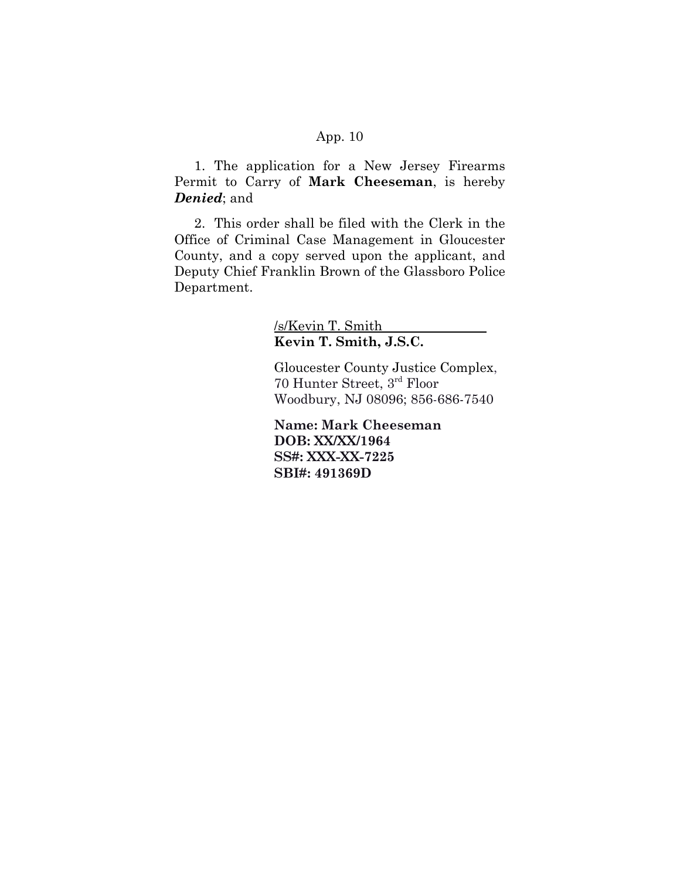1. The application for a New Jersey Firearms Permit to Carry of **Mark Cheeseman**, is hereby ***Denied***; and

2. This order shall be filed with the Clerk in the Office of Criminal Case Management in Gloucester County, and a copy served upon the applicant, and Deputy Chief Franklin Brown of the Glassboro Police Department.

/s/Kevin T. Smith
**Kevin T. Smith, J.S.C.**

Gloucester County Justice Complex,
70 Hunter Street, 3rd Floor
Woodbury, NJ 08096; 856-686-7540

**Name: Mark Cheeseman**
**DOB: XX/XX/1964**
**SS#: XXX-XX-7225**
**SBI#: 491369D**